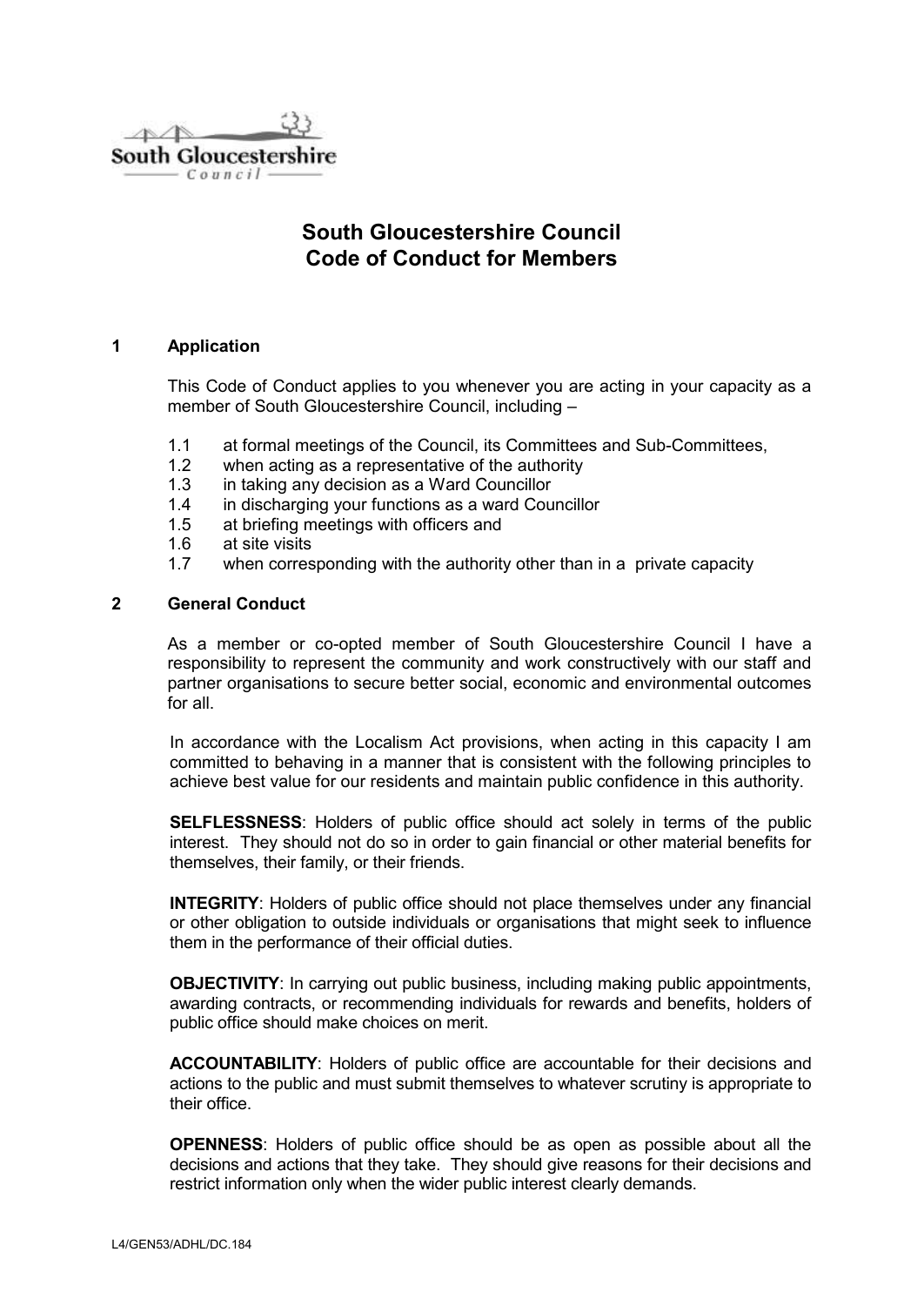South Gloucestershire Council

# South Gloucestershire Council
# Code of Conduct for Members

## 1 Application

This Code of Conduct applies to you whenever you are acting in your capacity as a member of South Gloucestershire Council, including –

1.1 at formal meetings of the Council, its Committees and Sub-Committees,
1.2 when acting as a representative of the authority
1.3 in taking any decision as a Ward Councillor
1.4 in discharging your functions as a ward Councillor
1.5 at briefing meetings with officers and
1.6 at site visits
1.7 when corresponding with the authority other than in a private capacity

## 2 General Conduct

As a member or co-opted member of South Gloucestershire Council I have a responsibility to represent the community and work constructively with our staff and partner organisations to secure better social, economic and environmental outcomes for all.

In accordance with the Localism Act provisions, when acting in this capacity I am committed to behaving in a manner that is consistent with the following principles to achieve best value for our residents and maintain public confidence in this authority.

**SELFLESSNESS**: Holders of public office should act solely in terms of the public interest. They should not do so in order to gain financial or other material benefits for themselves, their family, or their friends.

**INTEGRITY**: Holders of public office should not place themselves under any financial or other obligation to outside individuals or organisations that might seek to influence them in the performance of their official duties.

**OBJECTIVITY**: In carrying out public business, including making public appointments, awarding contracts, or recommending individuals for rewards and benefits, holders of public office should make choices on merit.

**ACCOUNTABILITY**: Holders of public office are accountable for their decisions and actions to the public and must submit themselves to whatever scrutiny is appropriate to their office.

**OPENNESS**: Holders of public office should be as open as possible about all the decisions and actions that they take. They should give reasons for their decisions and restrict information only when the wider public interest clearly demands.

L4/GEN53/ADHL/DC.184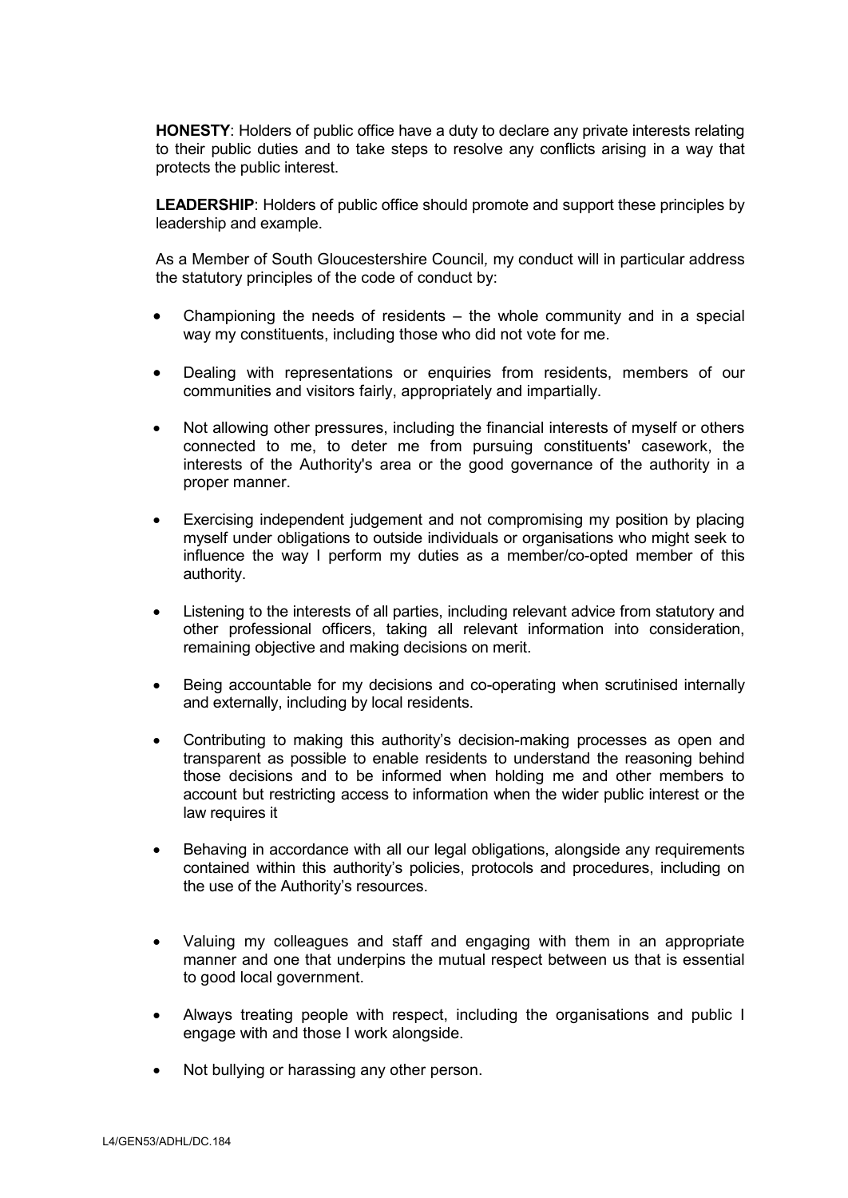**HONESTY**: Holders of public office have a duty to declare any private interests relating to their public duties and to take steps to resolve any conflicts arising in a way that protects the public interest.

**LEADERSHIP**: Holders of public office should promote and support these principles by leadership and example.

As a Member of South Gloucestershire Council*,* my conduct will in particular address the statutory principles of the code of conduct by:

- Championing the needs of residents – the whole community and in a special way my constituents, including those who did not vote for me.
- Dealing with representations or enquiries from residents, members of our communities and visitors fairly, appropriately and impartially.
- Not allowing other pressures, including the financial interests of myself or others connected to me, to deter me from pursuing constituents' casework, the interests of the Authority's area or the good governance of the authority in a proper manner.
- Exercising independent judgement and not compromising my position by placing myself under obligations to outside individuals or organisations who might seek to influence the way I perform my duties as a member/co-opted member of this authority.
- Listening to the interests of all parties, including relevant advice from statutory and other professional officers, taking all relevant information into consideration, remaining objective and making decisions on merit.
- Being accountable for my decisions and co-operating when scrutinised internally and externally, including by local residents.
- Contributing to making this authority's decision-making processes as open and transparent as possible to enable residents to understand the reasoning behind those decisions and to be informed when holding me and other members to account but restricting access to information when the wider public interest or the law requires it
- Behaving in accordance with all our legal obligations, alongside any requirements contained within this authority's policies, protocols and procedures, including on the use of the Authority's resources.
- Valuing my colleagues and staff and engaging with them in an appropriate manner and one that underpins the mutual respect between us that is essential to good local government.
- Always treating people with respect, including the organisations and public I engage with and those I work alongside.
- Not bullying or harassing any other person.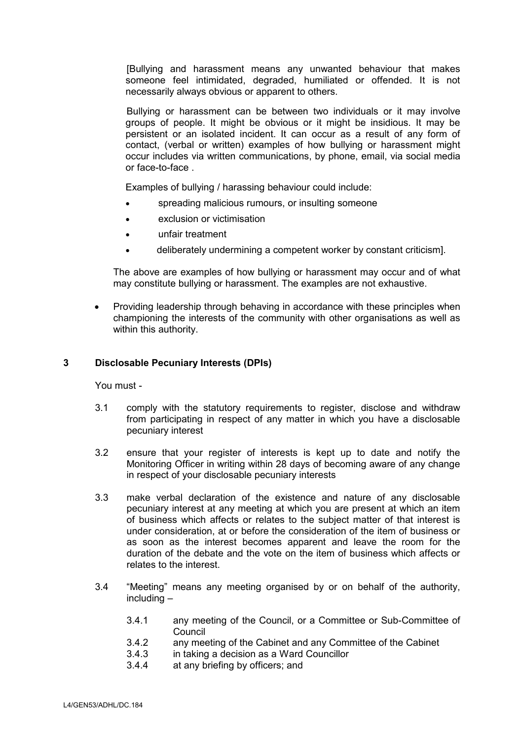[Bullying and harassment means any unwanted behaviour that makes someone feel intimidated, degraded, humiliated or offended. It is not necessarily always obvious or apparent to others.

Bullying or harassment can be between two individuals or it may involve groups of people. It might be obvious or it might be insidious. It may be persistent or an isolated incident. It can occur as a result of any form of contact, (verbal or written) examples of how bullying or harassment might occur includes via written communications, by phone, email, via social media or face-to-face .

Examples of bullying / harassing behaviour could include:

- spreading malicious rumours, or insulting someone
- exclusion or victimisation
- unfair treatment
- deliberately undermining a competent worker by constant criticism].

The above are examples of how bullying or harassment may occur and of what may constitute bullying or harassment. The examples are not exhaustive.

- Providing leadership through behaving in accordance with these principles when championing the interests of the community with other organisations as well as within this authority.

## 3 Disclosable Pecuniary Interests (DPIs)

You must -

3.1 comply with the statutory requirements to register, disclose and withdraw from participating in respect of any matter in which you have a disclosable pecuniary interest

3.2 ensure that your register of interests is kept up to date and notify the Monitoring Officer in writing within 28 days of becoming aware of any change in respect of your disclosable pecuniary interests

3.3 make verbal declaration of the existence and nature of any disclosable pecuniary interest at any meeting at which you are present at which an item of business which affects or relates to the subject matter of that interest is under consideration, at or before the consideration of the item of business or as soon as the interest becomes apparent and leave the room for the duration of the debate and the vote on the item of business which affects or relates to the interest.

3.4 "Meeting" means any meeting organised by or on behalf of the authority, including –

3.4.1 any meeting of the Council, or a Committee or Sub-Committee of Council
3.4.2 any meeting of the Cabinet and any Committee of the Cabinet
3.4.3 in taking a decision as a Ward Councillor
3.4.4 at any briefing by officers; and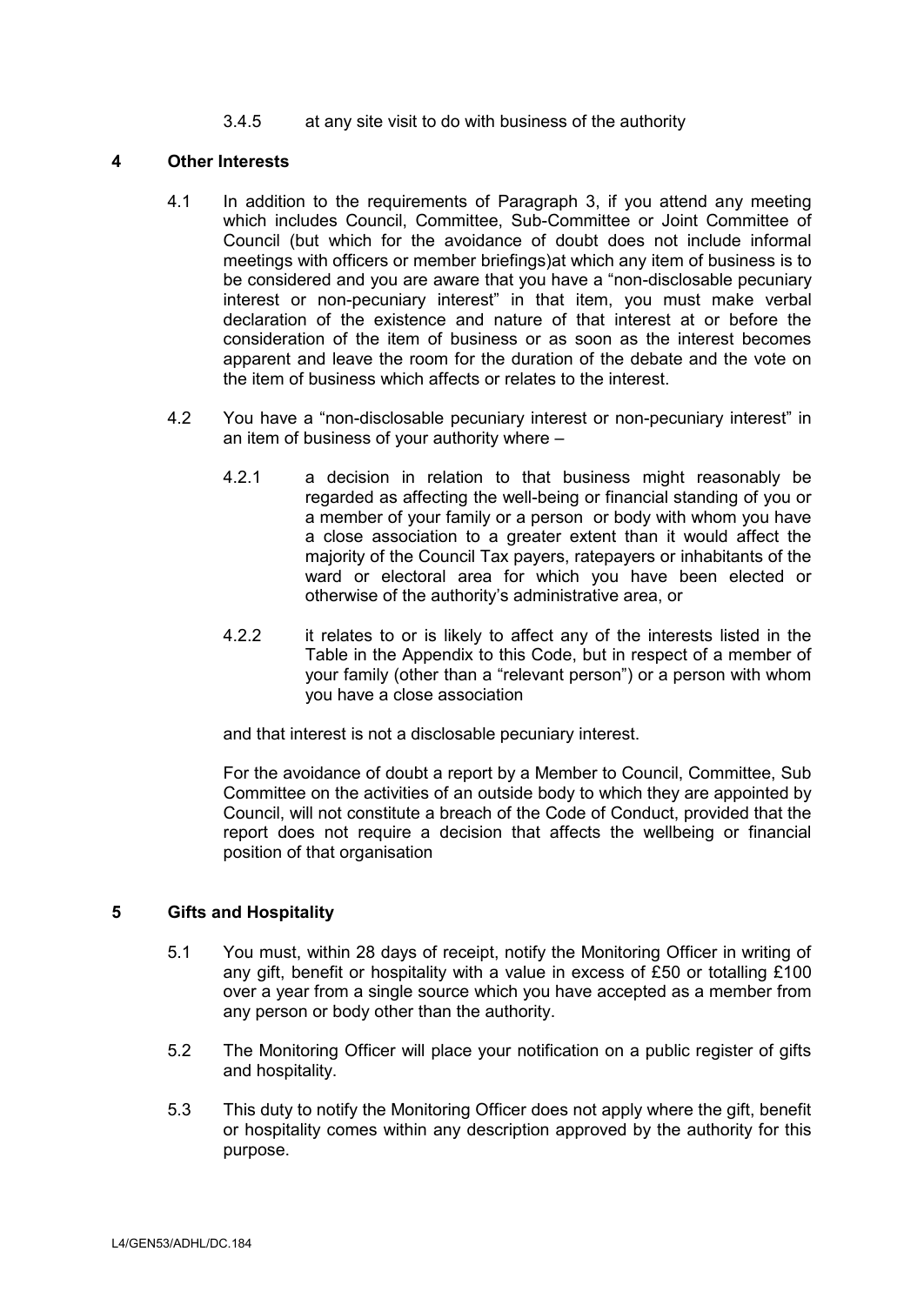3.4.5 at any site visit to do with business of the authority

## 4 Other Interests

4.1 In addition to the requirements of Paragraph 3, if you attend any meeting which includes Council, Committee, Sub-Committee or Joint Committee of Council (but which for the avoidance of doubt does not include informal meetings with officers or member briefings)at which any item of business is to be considered and you are aware that you have a "non-disclosable pecuniary interest or non-pecuniary interest" in that item, you must make verbal declaration of the existence and nature of that interest at or before the consideration of the item of business or as soon as the interest becomes apparent and leave the room for the duration of the debate and the vote on the item of business which affects or relates to the interest.

4.2 You have a "non-disclosable pecuniary interest or non-pecuniary interest" in an item of business of your authority where –

4.2.1 a decision in relation to that business might reasonably be regarded as affecting the well-being or financial standing of you or a member of your family or a person or body with whom you have a close association to a greater extent than it would affect the majority of the Council Tax payers, ratepayers or inhabitants of the ward or electoral area for which you have been elected or otherwise of the authority's administrative area, or

4.2.2 it relates to or is likely to affect any of the interests listed in the Table in the Appendix to this Code, but in respect of a member of your family (other than a "relevant person") or a person with whom you have a close association

and that interest is not a disclosable pecuniary interest.

For the avoidance of doubt a report by a Member to Council, Committee, Sub Committee on the activities of an outside body to which they are appointed by Council, will not constitute a breach of the Code of Conduct, provided that the report does not require a decision that affects the wellbeing or financial position of that organisation

## 5 Gifts and Hospitality

5.1 You must, within 28 days of receipt, notify the Monitoring Officer in writing of any gift, benefit or hospitality with a value in excess of £50 or totalling £100 over a year from a single source which you have accepted as a member from any person or body other than the authority.

5.2 The Monitoring Officer will place your notification on a public register of gifts and hospitality.

5.3 This duty to notify the Monitoring Officer does not apply where the gift, benefit or hospitality comes within any description approved by the authority for this purpose.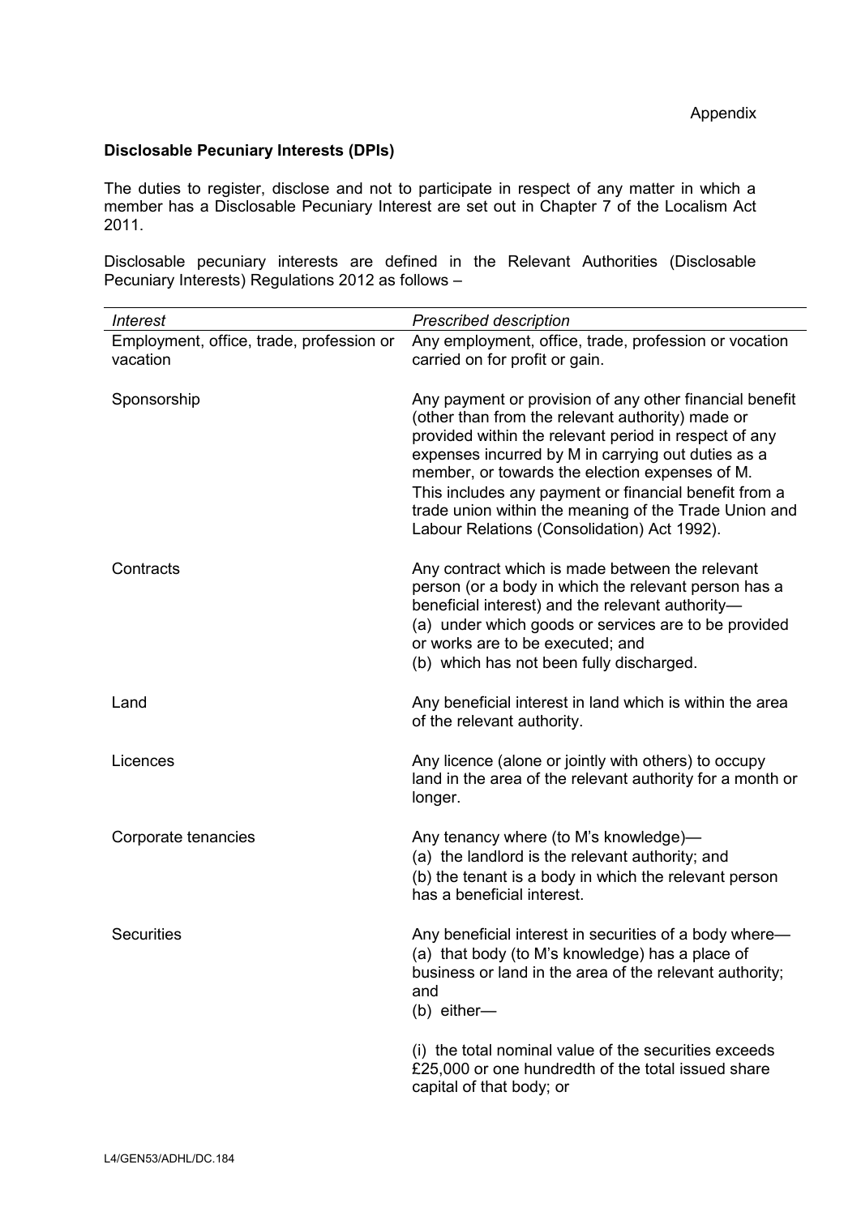Appendix

**Disclosable Pecuniary Interests (DPIs)**

The duties to register, disclose and not to participate in respect of any matter in which a member has a Disclosable Pecuniary Interest are set out in Chapter 7 of the Localism Act 2011.

Disclosable pecuniary interests are defined in the Relevant Authorities (Disclosable Pecuniary Interests) Regulations 2012 as follows –

| *Interest* | *Prescribed description* |
|---|---|
| Employment, office, trade, profession or vacation | Any employment, office, trade, profession or vocation carried on for profit or gain. |
| Sponsorship | Any payment or provision of any other financial benefit (other than from the relevant authority) made or provided within the relevant period in respect of any expenses incurred by M in carrying out duties as a member, or towards the election expenses of M. This includes any payment or financial benefit from a trade union within the meaning of the Trade Union and Labour Relations (Consolidation) Act 1992). |
| Contracts | Any contract which is made between the relevant person (or a body in which the relevant person has a beneficial interest) and the relevant authority— (a) under which goods or services are to be provided or works are to be executed; and (b) which has not been fully discharged. |
| Land | Any beneficial interest in land which is within the area of the relevant authority. |
| Licences | Any licence (alone or jointly with others) to occupy land in the area of the relevant authority for a month or longer. |
| Corporate tenancies | Any tenancy where (to M's knowledge)— (a) the landlord is the relevant authority; and (b) the tenant is a body in which the relevant person has a beneficial interest. |
| Securities | Any beneficial interest in securities of a body where— (a) that body (to M's knowledge) has a place of business or land in the area of the relevant authority; and (b) either— (i) the total nominal value of the securities exceeds £25,000 or one hundredth of the total issued share capital of that body; or |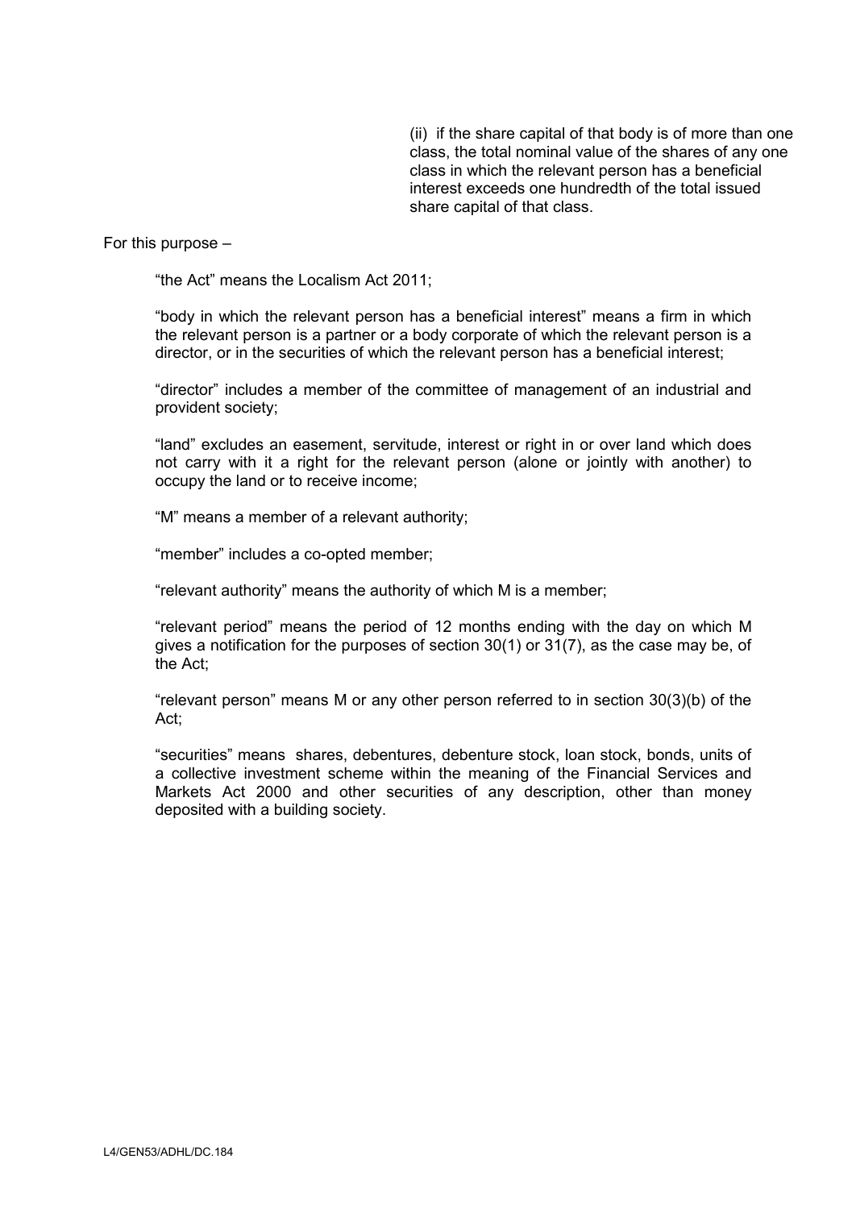(ii) if the share capital of that body is of more than one class, the total nominal value of the shares of any one class in which the relevant person has a beneficial interest exceeds one hundredth of the total issued share capital of that class.

For this purpose –

"the Act" means the Localism Act 2011;

"body in which the relevant person has a beneficial interest" means a firm in which the relevant person is a partner or a body corporate of which the relevant person is a director, or in the securities of which the relevant person has a beneficial interest;

"director" includes a member of the committee of management of an industrial and provident society;

"land" excludes an easement, servitude, interest or right in or over land which does not carry with it a right for the relevant person (alone or jointly with another) to occupy the land or to receive income;

"M" means a member of a relevant authority;

"member" includes a co-opted member;

"relevant authority" means the authority of which M is a member;

"relevant period" means the period of 12 months ending with the day on which M gives a notification for the purposes of section 30(1) or 31(7), as the case may be, of the Act;

"relevant person" means M or any other person referred to in section 30(3)(b) of the Act;

"securities" means shares, debentures, debenture stock, loan stock, bonds, units of a collective investment scheme within the meaning of the Financial Services and Markets Act 2000 and other securities of any description, other than money deposited with a building society.

L4/GEN53/ADHL/DC.184